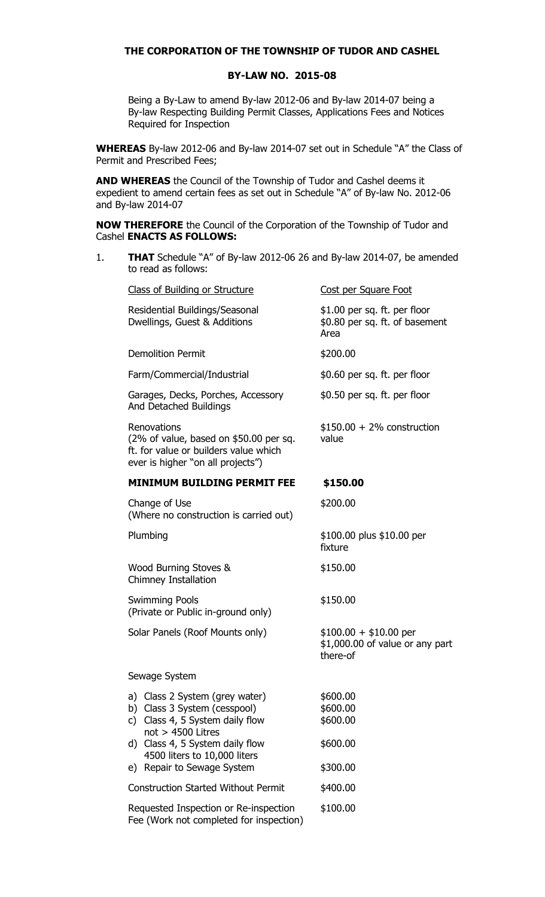**THE CORPORATION OF THE TOWNSHIP OF TUDOR AND CASHEL**

**BY-LAW NO. 2015-08**

Being a By-Law to amend By-law 2012-06 and By-law 2014-07 being a By-law Respecting Building Permit Classes, Applications Fees and Notices Required for Inspection

**WHEREAS** By-law 2012-06 and By-law 2014-07 set out in Schedule "A" the Class of Permit and Prescribed Fees;

**AND WHEREAS** the Council of the Township of Tudor and Cashel deems it expedient to amend certain fees as set out in Schedule "A" of By-law No. 2012-06 and By-law 2014-07

**NOW THEREFORE** the Council of the Corporation of the Township of Tudor and Cashel **ENACTS AS FOLLOWS:**

1. **THAT** Schedule "A" of By-law 2012-06 26 and By-law 2014-07, be amended to read as follows:

| Class of Building or Structure | Cost per Square Foot |
|---|---|
| Residential Buildings/Seasonal Dwellings, Guest & Additions | \$1.00 per sq. ft. per floor<br>\$0.80 per sq. ft. of basement Area |
| Demolition Permit | \$200.00 |
| Farm/Commercial/Industrial | \$0.60 per sq. ft. per floor |
| Garages, Decks, Porches, Accessory And Detached Buildings | \$0.50 per sq. ft. per floor |
| Renovations<br>(2% of value, based on \$50.00 per sq. ft. for value or builders value which ever is higher "on all projects") | \$150.00 + 2% construction value |
| **MINIMUM BUILDING PERMIT FEE** | **\$150.00** |
| Change of Use<br>(Where no construction is carried out) | \$200.00 |
| Plumbing | \$100.00 plus \$10.00 per fixture |
| Wood Burning Stoves & Chimney Installation | \$150.00 |
| Swimming Pools<br>(Private or Public in-ground only) | \$150.00 |
| Solar Panels (Roof Mounts only) | \$100.00 + \$10.00 per \$1,000.00 of value or any part there-of |
| Sewage System | |
| a) Class 2 System (grey water) | \$600.00 |
| b) Class 3 System (cesspool) | \$600.00 |
| c) Class 4, 5 System daily flow not > 4500 Litres | \$600.00 |
| d) Class 4, 5 System daily flow 4500 liters to 10,000 liters | \$600.00 |
| e) Repair to Sewage System | \$300.00 |
| Construction Started Without Permit | \$400.00 |
| Requested Inspection or Re-inspection Fee (Work not completed for inspection) | \$100.00 |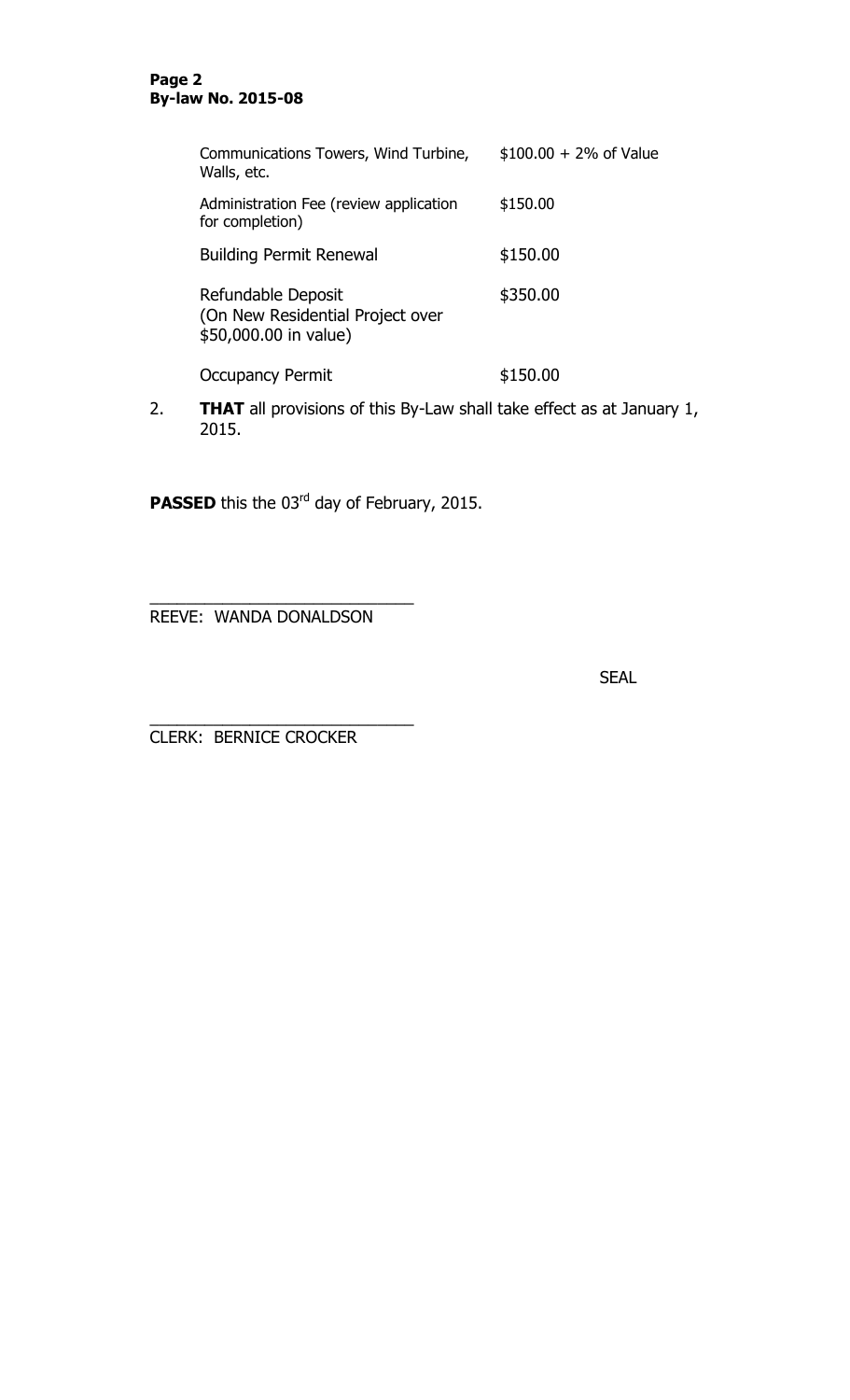| | |
|---|---|
| Communications Towers, Wind Turbine, Walls, etc. | $100.00 + 2% of Value |
| Administration Fee (review application for completion) | $150.00 |
| Building Permit Renewal | $150.00 |
| Refundable Deposit (On New Residential Project over $50,000.00 in value) | $350.00 |
| Occupancy Permit | $150.00 |

2. **THAT** all provisions of this By-Law shall take effect as at January 1, 2015.

**PASSED** this the 03rd day of February, 2015.

____________________________
REEVE: WANDA DONALDSON

SEAL

____________________________
CLERK: BERNICE CROCKER